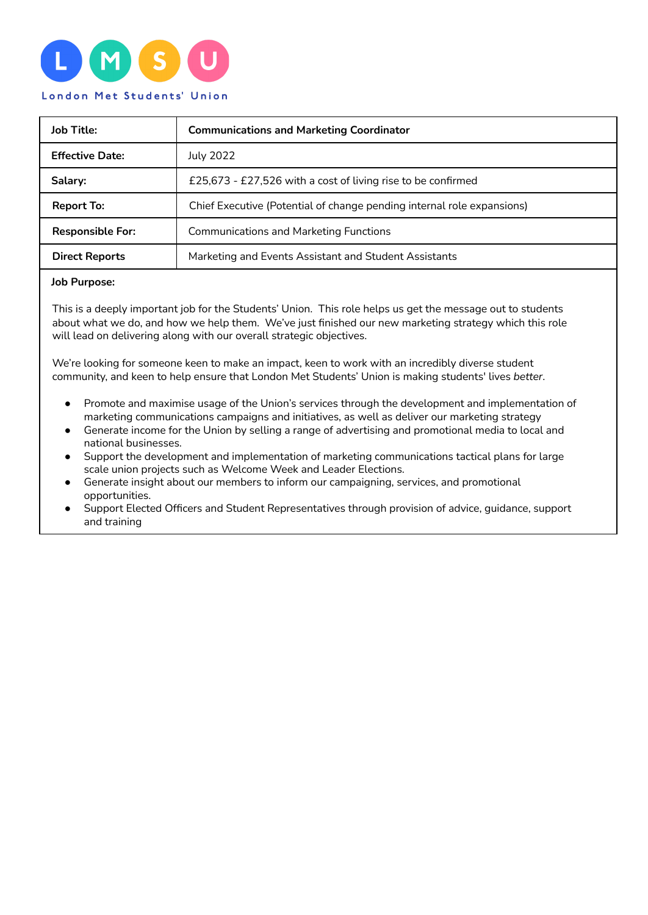L M S U

London Met Students' Union

| Job Title: | Communications and Marketing Coordinator |
|---|---|
| Effective Date: | July 2022 |
| Salary: | £25,673 - £27,526 with a cost of living rise to be confirmed |
| Report To: | Chief Executive (Potential of change pending internal role expansions) |
| Responsible For: | Communications and Marketing Functions |
| Direct Reports | Marketing and Events Assistant and Student Assistants |

**Job Purpose:**

This is a deeply important job for the Students' Union. This role helps us get the message out to students about what we do, and how we help them. We've just finished our new marketing strategy which this role will lead on delivering along with our overall strategic objectives.

We're looking for someone keen to make an impact, keen to work with an incredibly diverse student community, and keen to help ensure that London Met Students' Union is making students' lives *better*.

- Promote and maximise usage of the Union's services through the development and implementation of marketing communications campaigns and initiatives, as well as deliver our marketing strategy
- Generate income for the Union by selling a range of advertising and promotional media to local and national businesses.
- Support the development and implementation of marketing communications tactical plans for large scale union projects such as Welcome Week and Leader Elections.
- Generate insight about our members to inform our campaigning, services, and promotional opportunities.
- Support Elected Officers and Student Representatives through provision of advice, guidance, support and training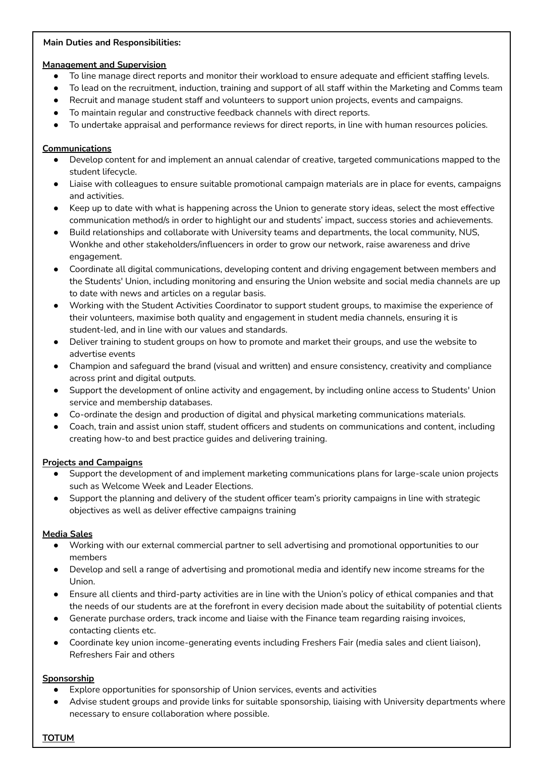**Main Duties and Responsibilities:**

**Management and Supervision**

- To line manage direct reports and monitor their workload to ensure adequate and efficient staffing levels.
- To lead on the recruitment, induction, training and support of all staff within the Marketing and Comms team
- Recruit and manage student staff and volunteers to support union projects, events and campaigns.
- To maintain regular and constructive feedback channels with direct reports.
- To undertake appraisal and performance reviews for direct reports, in line with human resources policies.

**Communications**

- Develop content for and implement an annual calendar of creative, targeted communications mapped to the student lifecycle.
- Liaise with colleagues to ensure suitable promotional campaign materials are in place for events, campaigns and activities.
- Keep up to date with what is happening across the Union to generate story ideas, select the most effective communication method/s in order to highlight our and students' impact, success stories and achievements.
- Build relationships and collaborate with University teams and departments, the local community, NUS, Wonkhe and other stakeholders/influencers in order to grow our network, raise awareness and drive engagement.
- Coordinate all digital communications, developing content and driving engagement between members and the Students' Union, including monitoring and ensuring the Union website and social media channels are up to date with news and articles on a regular basis.
- Working with the Student Activities Coordinator to support student groups, to maximise the experience of their volunteers, maximise both quality and engagement in student media channels, ensuring it is student-led, and in line with our values and standards.
- Deliver training to student groups on how to promote and market their groups, and use the website to advertise events
- Champion and safeguard the brand (visual and written) and ensure consistency, creativity and compliance across print and digital outputs.
- Support the development of online activity and engagement, by including online access to Students' Union service and membership databases.
- Co-ordinate the design and production of digital and physical marketing communications materials.
- Coach, train and assist union staff, student officers and students on communications and content, including creating how-to and best practice guides and delivering training.

**Projects and Campaigns**

- Support the development of and implement marketing communications plans for large-scale union projects such as Welcome Week and Leader Elections.
- Support the planning and delivery of the student officer team's priority campaigns in line with strategic objectives as well as deliver effective campaigns training

**Media Sales**

- Working with our external commercial partner to sell advertising and promotional opportunities to our members
- Develop and sell a range of advertising and promotional media and identify new income streams for the Union.
- Ensure all clients and third-party activities are in line with the Union's policy of ethical companies and that the needs of our students are at the forefront in every decision made about the suitability of potential clients
- Generate purchase orders, track income and liaise with the Finance team regarding raising invoices, contacting clients etc.
- Coordinate key union income-generating events including Freshers Fair (media sales and client liaison), Refreshers Fair and others

**Sponsorship**

- Explore opportunities for sponsorship of Union services, events and activities
- Advise student groups and provide links for suitable sponsorship, liaising with University departments where necessary to ensure collaboration where possible.

**TOTUM**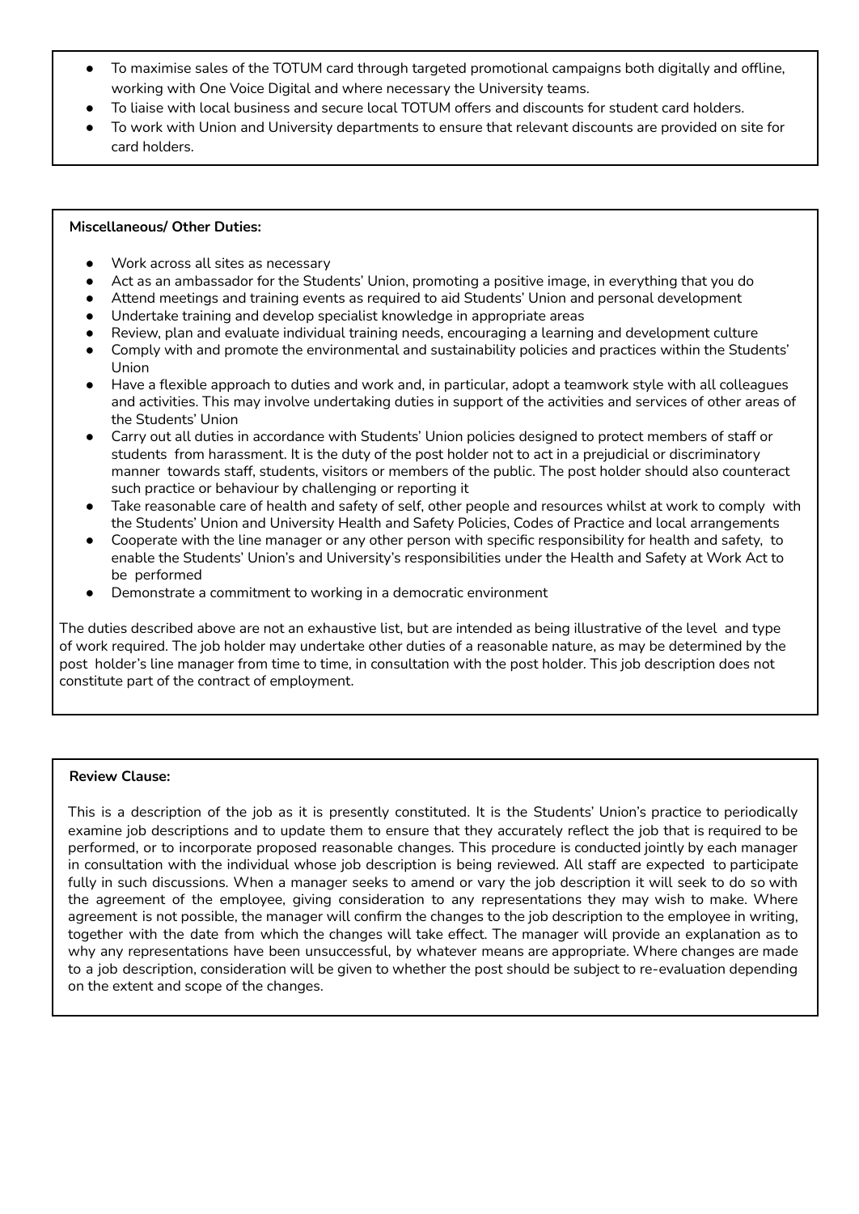- To maximise sales of the TOTUM card through targeted promotional campaigns both digitally and offline, working with One Voice Digital and where necessary the University teams.
- To liaise with local business and secure local TOTUM offers and discounts for student card holders.
- To work with Union and University departments to ensure that relevant discounts are provided on site for card holders.

**Miscellaneous/ Other Duties:**

- Work across all sites as necessary
- Act as an ambassador for the Students' Union, promoting a positive image, in everything that you do
- Attend meetings and training events as required to aid Students' Union and personal development
- Undertake training and develop specialist knowledge in appropriate areas
- Review, plan and evaluate individual training needs, encouraging a learning and development culture
- Comply with and promote the environmental and sustainability policies and practices within the Students' Union
- Have a flexible approach to duties and work and, in particular, adopt a teamwork style with all colleagues and activities. This may involve undertaking duties in support of the activities and services of other areas of the Students' Union
- Carry out all duties in accordance with Students' Union policies designed to protect members of staff or students from harassment. It is the duty of the post holder not to act in a prejudicial or discriminatory manner towards staff, students, visitors or members of the public. The post holder should also counteract such practice or behaviour by challenging or reporting it
- Take reasonable care of health and safety of self, other people and resources whilst at work to comply with the Students' Union and University Health and Safety Policies, Codes of Practice and local arrangements
- Cooperate with the line manager or any other person with specific responsibility for health and safety, to enable the Students' Union's and University's responsibilities under the Health and Safety at Work Act to be performed
- Demonstrate a commitment to working in a democratic environment

The duties described above are not an exhaustive list, but are intended as being illustrative of the level and type of work required. The job holder may undertake other duties of a reasonable nature, as may be determined by the post holder's line manager from time to time, in consultation with the post holder. This job description does not constitute part of the contract of employment.

**Review Clause:**

This is a description of the job as it is presently constituted. It is the Students' Union's practice to periodically examine job descriptions and to update them to ensure that they accurately reflect the job that is required to be performed, or to incorporate proposed reasonable changes. This procedure is conducted jointly by each manager in consultation with the individual whose job description is being reviewed. All staff are expected to participate fully in such discussions. When a manager seeks to amend or vary the job description it will seek to do so with the agreement of the employee, giving consideration to any representations they may wish to make. Where agreement is not possible, the manager will confirm the changes to the job description to the employee in writing, together with the date from which the changes will take effect. The manager will provide an explanation as to why any representations have been unsuccessful, by whatever means are appropriate. Where changes are made to a job description, consideration will be given to whether the post should be subject to re-evaluation depending on the extent and scope of the changes.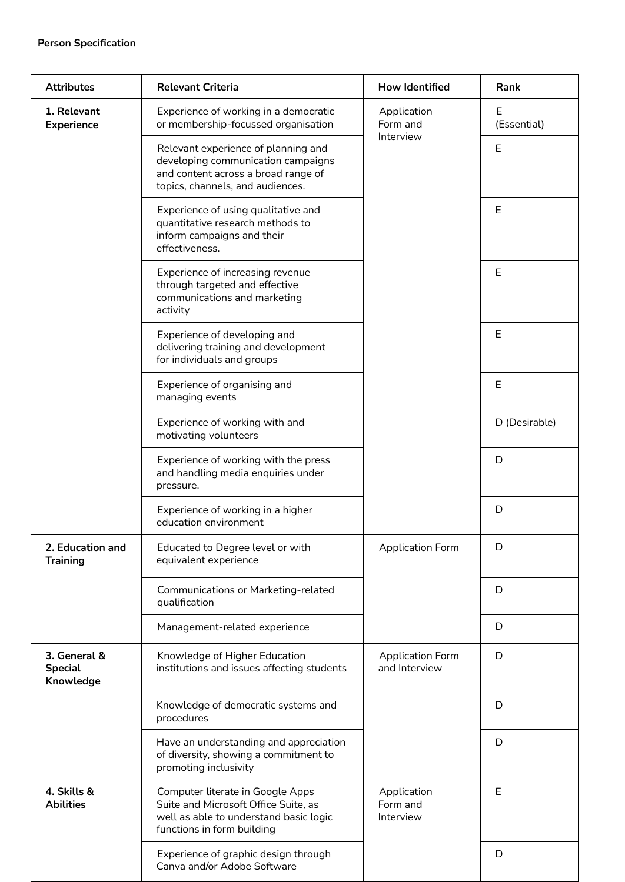**Person Specification**

| Attributes | Relevant Criteria | How Identified | Rank |
|---|---|---|---|
| **1. Relevant Experience** | Experience of working in a democratic or membership-focussed organisation | Application Form and Interview | E (Essential) |
| | Relevant experience of planning and developing communication campaigns and content across a broad range of topics, channels, and audiences. | | E |
| | Experience of using qualitative and quantitative research methods to inform campaigns and their effectiveness. | | E |
| | Experience of increasing revenue through targeted and effective communications and marketing activity | | E |
| | Experience of developing and delivering training and development for individuals and groups | | E |
| | Experience of organising and managing events | | E |
| | Experience of working with and motivating volunteers | | D (Desirable) |
| | Experience of working with the press and handling media enquiries under pressure. | | D |
| | Experience of working in a higher education environment | | D |
| **2. Education and Training** | Educated to Degree level or with equivalent experience | Application Form | D |
| | Communications or Marketing-related qualification | | D |
| | Management-related experience | | D |
| **3. General & Special Knowledge** | Knowledge of Higher Education institutions and issues affecting students | Application Form and Interview | D |
| | Knowledge of democratic systems and procedures | | D |
| | Have an understanding and appreciation of diversity, showing a commitment to promoting inclusivity | | D |
| **4. Skills & Abilities** | Computer literate in Google Apps Suite and Microsoft Office Suite, as well as able to understand basic logic functions in form building | Application Form and Interview | E |
| | Experience of graphic design through Canva and/or Adobe Software | | D |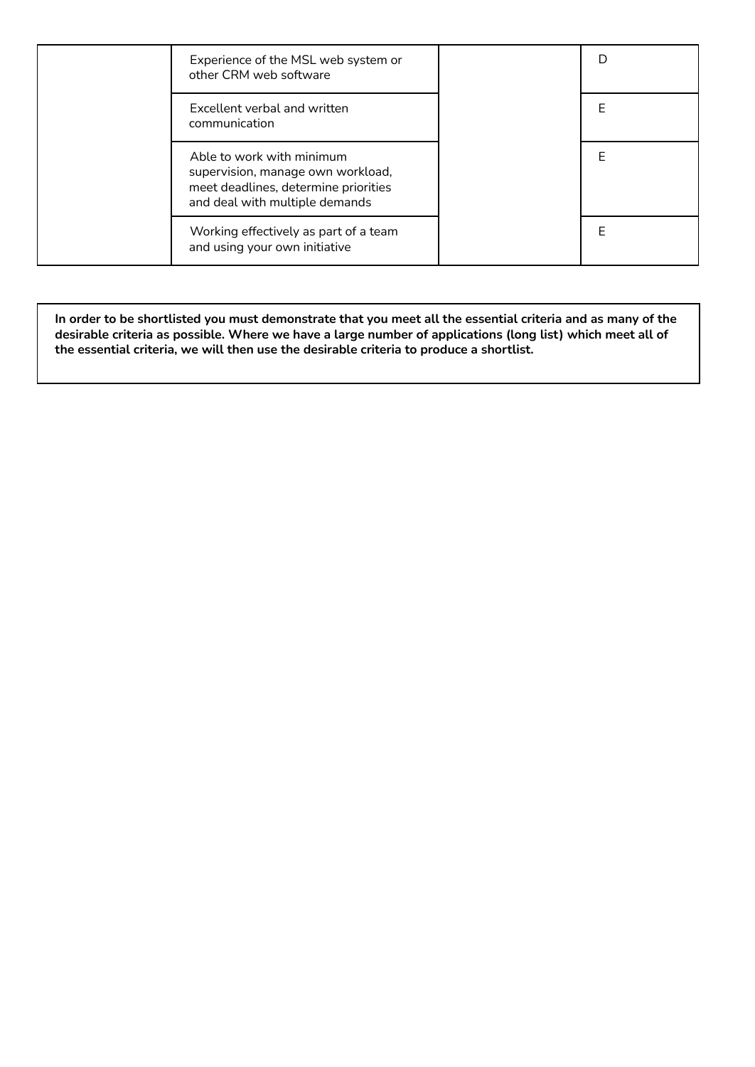| | | | |
|---|---|---|---|
| | Experience of the MSL web system or other CRM web software | | D |
| | Excellent verbal and written communication | | E |
| | Able to work with minimum supervision, manage own workload, meet deadlines, determine priorities and deal with multiple demands | | E |
| | Working effectively as part of a team and using your own initiative | | E |

**In order to be shortlisted you must demonstrate that you meet all the essential criteria and as many of the desirable criteria as possible. Where we have a large number of applications (long list) which meet all of the essential criteria, we will then use the desirable criteria to produce a shortlist.**